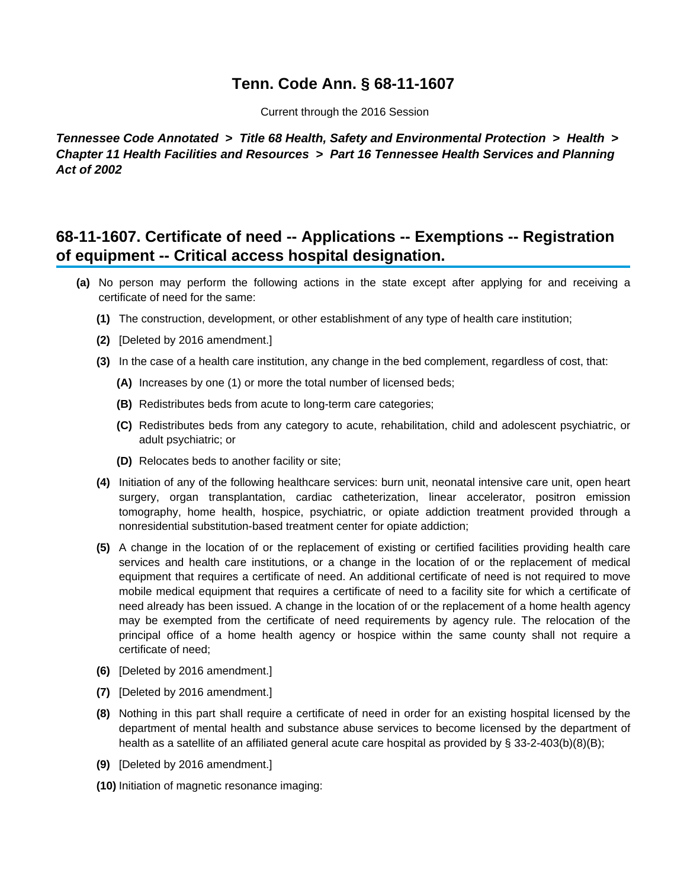# Tenn. Code Ann. § 68-11-1607

Current through the 2016 Session

***Tennessee Code Annotated > Title 68 Health, Safety and Environmental Protection > Health > Chapter 11 Health Facilities and Resources > Part 16 Tennessee Health Services and Planning Act of 2002***

## 68-11-1607. Certificate of need -- Applications -- Exemptions -- Registration of equipment -- Critical access hospital designation.

**(a)** No person may perform the following actions in the state except after applying for and receiving a certificate of need for the same:

**(1)** The construction, development, or other establishment of any type of health care institution;

**(2)** [Deleted by 2016 amendment.]

**(3)** In the case of a health care institution, any change in the bed complement, regardless of cost, that:

**(A)** Increases by one (1) or more the total number of licensed beds;

**(B)** Redistributes beds from acute to long-term care categories;

**(C)** Redistributes beds from any category to acute, rehabilitation, child and adolescent psychiatric, or adult psychiatric; or

**(D)** Relocates beds to another facility or site;

**(4)** Initiation of any of the following healthcare services: burn unit, neonatal intensive care unit, open heart surgery, organ transplantation, cardiac catheterization, linear accelerator, positron emission tomography, home health, hospice, psychiatric, or opiate addiction treatment provided through a nonresidential substitution-based treatment center for opiate addiction;

**(5)** A change in the location of or the replacement of existing or certified facilities providing health care services and health care institutions, or a change in the location of or the replacement of medical equipment that requires a certificate of need. An additional certificate of need is not required to move mobile medical equipment that requires a certificate of need to a facility site for which a certificate of need already has been issued. A change in the location of or the replacement of a home health agency may be exempted from the certificate of need requirements by agency rule. The relocation of the principal office of a home health agency or hospice within the same county shall not require a certificate of need;

**(6)** [Deleted by 2016 amendment.]

**(7)** [Deleted by 2016 amendment.]

**(8)** Nothing in this part shall require a certificate of need in order for an existing hospital licensed by the department of mental health and substance abuse services to become licensed by the department of health as a satellite of an affiliated general acute care hospital as provided by § 33-2-403(b)(8)(B);

**(9)** [Deleted by 2016 amendment.]

**(10)** Initiation of magnetic resonance imaging: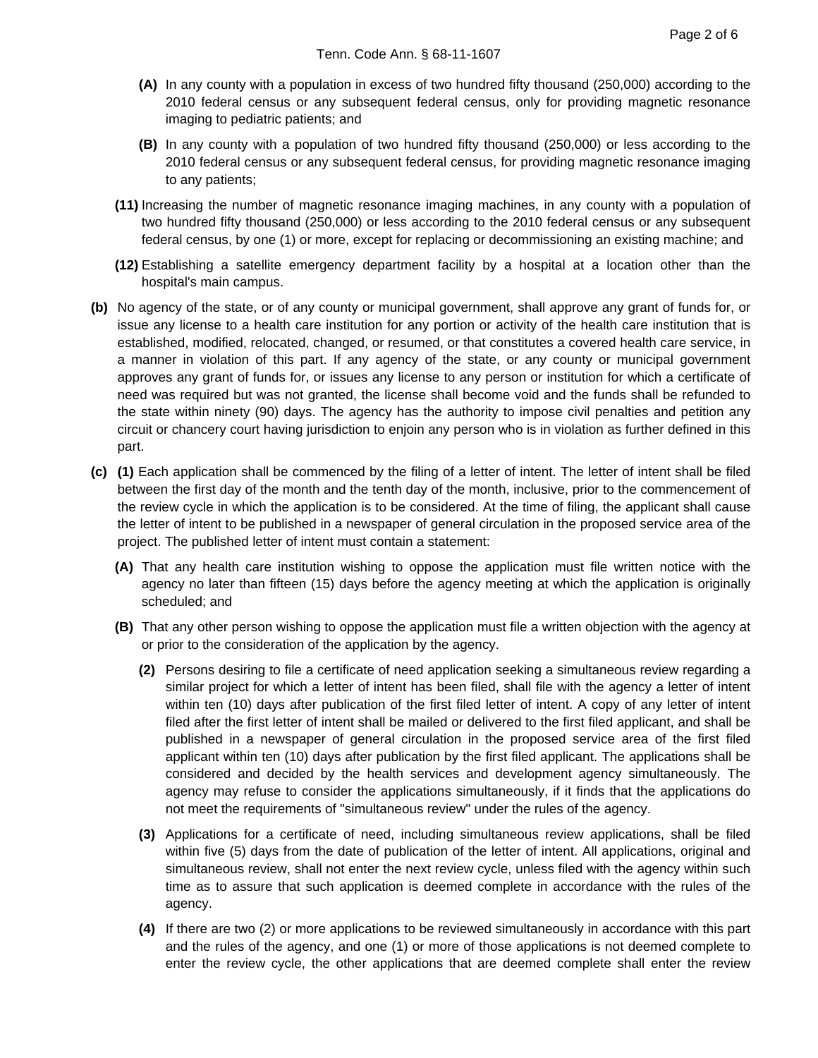**(A)** In any county with a population in excess of two hundred fifty thousand (250,000) according to the 2010 federal census or any subsequent federal census, only for providing magnetic resonance imaging to pediatric patients; and

**(B)** In any county with a population of two hundred fifty thousand (250,000) or less according to the 2010 federal census or any subsequent federal census, for providing magnetic resonance imaging to any patients;

**(11)** Increasing the number of magnetic resonance imaging machines, in any county with a population of two hundred fifty thousand (250,000) or less according to the 2010 federal census or any subsequent federal census, by one (1) or more, except for replacing or decommissioning an existing machine; and

**(12)** Establishing a satellite emergency department facility by a hospital at a location other than the hospital's main campus.

**(b)** No agency of the state, or of any county or municipal government, shall approve any grant of funds for, or issue any license to a health care institution for any portion or activity of the health care institution that is established, modified, relocated, changed, or resumed, or that constitutes a covered health care service, in a manner in violation of this part. If any agency of the state, or any county or municipal government approves any grant of funds for, or issues any license to any person or institution for which a certificate of need was required but was not granted, the license shall become void and the funds shall be refunded to the state within ninety (90) days. The agency has the authority to impose civil penalties and petition any circuit or chancery court having jurisdiction to enjoin any person who is in violation as further defined in this part.

**(c)** **(1)** Each application shall be commenced by the filing of a letter of intent. The letter of intent shall be filed between the first day of the month and the tenth day of the month, inclusive, prior to the commencement of the review cycle in which the application is to be considered. At the time of filing, the applicant shall cause the letter of intent to be published in a newspaper of general circulation in the proposed service area of the project. The published letter of intent must contain a statement:

**(A)** That any health care institution wishing to oppose the application must file written notice with the agency no later than fifteen (15) days before the agency meeting at which the application is originally scheduled; and

**(B)** That any other person wishing to oppose the application must file a written objection with the agency at or prior to the consideration of the application by the agency.

**(2)** Persons desiring to file a certificate of need application seeking a simultaneous review regarding a similar project for which a letter of intent has been filed, shall file with the agency a letter of intent within ten (10) days after publication of the first filed letter of intent. A copy of any letter of intent filed after the first letter of intent shall be mailed or delivered to the first filed applicant, and shall be published in a newspaper of general circulation in the proposed service area of the first filed applicant within ten (10) days after publication by the first filed applicant. The applications shall be considered and decided by the health services and development agency simultaneously. The agency may refuse to consider the applications simultaneously, if it finds that the applications do not meet the requirements of "simultaneous review" under the rules of the agency.

**(3)** Applications for a certificate of need, including simultaneous review applications, shall be filed within five (5) days from the date of publication of the letter of intent. All applications, original and simultaneous review, shall not enter the next review cycle, unless filed with the agency within such time as to assure that such application is deemed complete in accordance with the rules of the agency.

**(4)** If there are two (2) or more applications to be reviewed simultaneously in accordance with this part and the rules of the agency, and one (1) or more of those applications is not deemed complete to enter the review cycle, the other applications that are deemed complete shall enter the review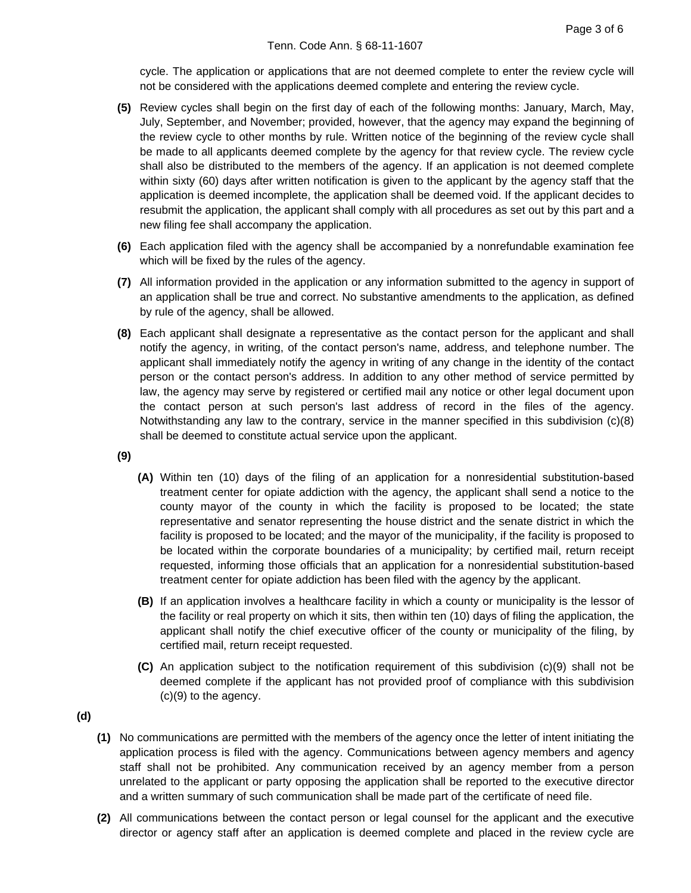cycle. The application or applications that are not deemed complete to enter the review cycle will not be considered with the applications deemed complete and entering the review cycle.

**(5)** Review cycles shall begin on the first day of each of the following months: January, March, May, July, September, and November; provided, however, that the agency may expand the beginning of the review cycle to other months by rule. Written notice of the beginning of the review cycle shall be made to all applicants deemed complete by the agency for that review cycle. The review cycle shall also be distributed to the members of the agency. If an application is not deemed complete within sixty (60) days after written notification is given to the applicant by the agency staff that the application is deemed incomplete, the application shall be deemed void. If the applicant decides to resubmit the application, the applicant shall comply with all procedures as set out by this part and a new filing fee shall accompany the application.

**(6)** Each application filed with the agency shall be accompanied by a nonrefundable examination fee which will be fixed by the rules of the agency.

**(7)** All information provided in the application or any information submitted to the agency in support of an application shall be true and correct. No substantive amendments to the application, as defined by rule of the agency, shall be allowed.

**(8)** Each applicant shall designate a representative as the contact person for the applicant and shall notify the agency, in writing, of the contact person's name, address, and telephone number. The applicant shall immediately notify the agency in writing of any change in the identity of the contact person or the contact person's address. In addition to any other method of service permitted by law, the agency may serve by registered or certified mail any notice or other legal document upon the contact person at such person's last address of record in the files of the agency. Notwithstanding any law to the contrary, service in the manner specified in this subdivision (c)(8) shall be deemed to constitute actual service upon the applicant.

**(9)**

**(A)** Within ten (10) days of the filing of an application for a nonresidential substitution-based treatment center for opiate addiction with the agency, the applicant shall send a notice to the county mayor of the county in which the facility is proposed to be located; the state representative and senator representing the house district and the senate district in which the facility is proposed to be located; and the mayor of the municipality, if the facility is proposed to be located within the corporate boundaries of a municipality; by certified mail, return receipt requested, informing those officials that an application for a nonresidential substitution-based treatment center for opiate addiction has been filed with the agency by the applicant.

**(B)** If an application involves a healthcare facility in which a county or municipality is the lessor of the facility or real property on which it sits, then within ten (10) days of filing the application, the applicant shall notify the chief executive officer of the county or municipality of the filing, by certified mail, return receipt requested.

**(C)** An application subject to the notification requirement of this subdivision (c)(9) shall not be deemed complete if the applicant has not provided proof of compliance with this subdivision (c)(9) to the agency.

**(d)**

**(1)** No communications are permitted with the members of the agency once the letter of intent initiating the application process is filed with the agency. Communications between agency members and agency staff shall not be prohibited. Any communication received by an agency member from a person unrelated to the applicant or party opposing the application shall be reported to the executive director and a written summary of such communication shall be made part of the certificate of need file.

**(2)** All communications between the contact person or legal counsel for the applicant and the executive director or agency staff after an application is deemed complete and placed in the review cycle are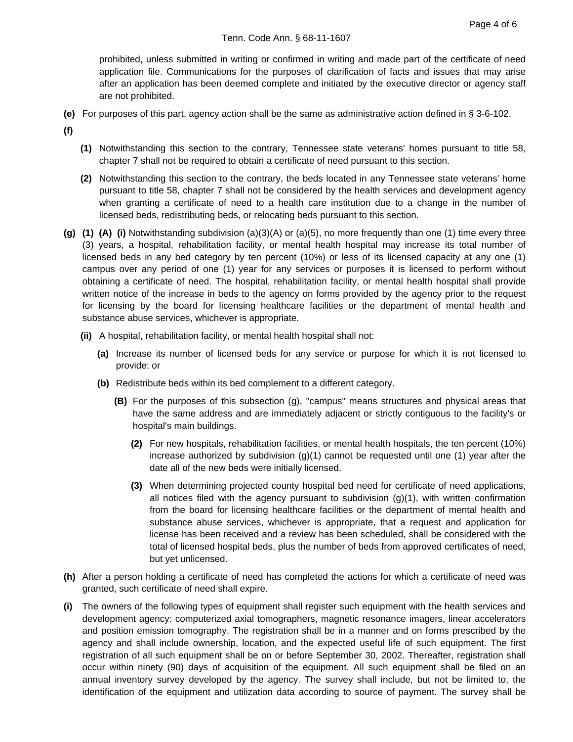prohibited, unless submitted in writing or confirmed in writing and made part of the certificate of need application file. Communications for the purposes of clarification of facts and issues that may arise after an application has been deemed complete and initiated by the executive director or agency staff are not prohibited.

**(e)** For purposes of this part, agency action shall be the same as administrative action defined in § 3-6-102.

**(f)**

**(1)** Notwithstanding this section to the contrary, Tennessee state veterans' homes pursuant to title 58, chapter 7 shall not be required to obtain a certificate of need pursuant to this section.

**(2)** Notwithstanding this section to the contrary, the beds located in any Tennessee state veterans' home pursuant to title 58, chapter 7 shall not be considered by the health services and development agency when granting a certificate of need to a health care institution due to a change in the number of licensed beds, redistributing beds, or relocating beds pursuant to this section.

**(g)** **(1)** **(A)** **(i)** Notwithstanding subdivision (a)(3)(A) or (a)(5), no more frequently than one (1) time every three (3) years, a hospital, rehabilitation facility, or mental health hospital may increase its total number of licensed beds in any bed category by ten percent (10%) or less of its licensed capacity at any one (1) campus over any period of one (1) year for any services or purposes it is licensed to perform without obtaining a certificate of need. The hospital, rehabilitation facility, or mental health hospital shall provide written notice of the increase in beds to the agency on forms provided by the agency prior to the request for licensing by the board for licensing healthcare facilities or the department of mental health and substance abuse services, whichever is appropriate.

**(ii)** A hospital, rehabilitation facility, or mental health hospital shall not:

**(a)** Increase its number of licensed beds for any service or purpose for which it is not licensed to provide; or

**(b)** Redistribute beds within its bed complement to a different category.

**(B)** For the purposes of this subsection (g), "campus" means structures and physical areas that have the same address and are immediately adjacent or strictly contiguous to the facility's or hospital's main buildings.

**(2)** For new hospitals, rehabilitation facilities, or mental health hospitals, the ten percent (10%) increase authorized by subdivision (g)(1) cannot be requested until one (1) year after the date all of the new beds were initially licensed.

**(3)** When determining projected county hospital bed need for certificate of need applications, all notices filed with the agency pursuant to subdivision (g)(1), with written confirmation from the board for licensing healthcare facilities or the department of mental health and substance abuse services, whichever is appropriate, that a request and application for license has been received and a review has been scheduled, shall be considered with the total of licensed hospital beds, plus the number of beds from approved certificates of need, but yet unlicensed.

**(h)** After a person holding a certificate of need has completed the actions for which a certificate of need was granted, such certificate of need shall expire.

**(i)** The owners of the following types of equipment shall register such equipment with the health services and development agency: computerized axial tomographers, magnetic resonance imagers, linear accelerators and position emission tomography. The registration shall be in a manner and on forms prescribed by the agency and shall include ownership, location, and the expected useful life of such equipment. The first registration of all such equipment shall be on or before September 30, 2002. Thereafter, registration shall occur within ninety (90) days of acquisition of the equipment. All such equipment shall be filed on an annual inventory survey developed by the agency. The survey shall include, but not be limited to, the identification of the equipment and utilization data according to source of payment. The survey shall be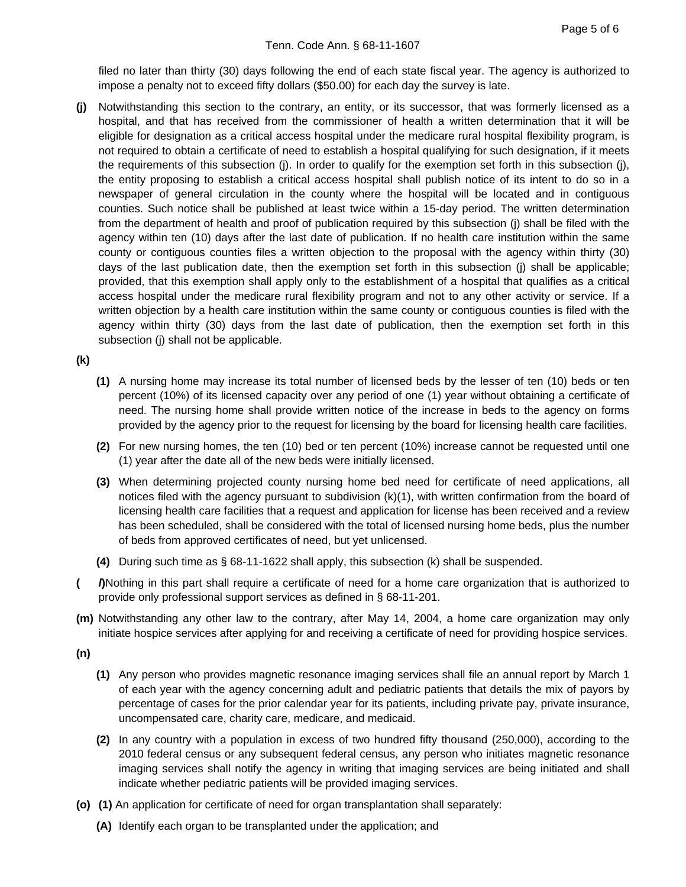filed no later than thirty (30) days following the end of each state fiscal year. The agency is authorized to impose a penalty not to exceed fifty dollars ($50.00) for each day the survey is late.

**(j)** Notwithstanding this section to the contrary, an entity, or its successor, that was formerly licensed as a hospital, and that has received from the commissioner of health a written determination that it will be eligible for designation as a critical access hospital under the medicare rural hospital flexibility program, is not required to obtain a certificate of need to establish a hospital qualifying for such designation, if it meets the requirements of this subsection (j). In order to qualify for the exemption set forth in this subsection (j), the entity proposing to establish a critical access hospital shall publish notice of its intent to do so in a newspaper of general circulation in the county where the hospital will be located and in contiguous counties. Such notice shall be published at least twice within a 15-day period. The written determination from the department of health and proof of publication required by this subsection (j) shall be filed with the agency within ten (10) days after the last date of publication. If no health care institution within the same county or contiguous counties files a written objection to the proposal with the agency within thirty (30) days of the last publication date, then the exemption set forth in this subsection (j) shall be applicable; provided, that this exemption shall apply only to the establishment of a hospital that qualifies as a critical access hospital under the medicare rural flexibility program and not to any other activity or service. If a written objection by a health care institution within the same county or contiguous counties is filed with the agency within thirty (30) days from the last date of publication, then the exemption set forth in this subsection (j) shall not be applicable.

**(k)**

**(1)** A nursing home may increase its total number of licensed beds by the lesser of ten (10) beds or ten percent (10%) of its licensed capacity over any period of one (1) year without obtaining a certificate of need. The nursing home shall provide written notice of the increase in beds to the agency on forms provided by the agency prior to the request for licensing by the board for licensing health care facilities.

**(2)** For new nursing homes, the ten (10) bed or ten percent (10%) increase cannot be requested until one (1) year after the date all of the new beds were initially licensed.

**(3)** When determining projected county nursing home bed need for certificate of need applications, all notices filed with the agency pursuant to subdivision (k)(1), with written confirmation from the board of licensing health care facilities that a request and application for license has been received and a review has been scheduled, shall be considered with the total of licensed nursing home beds, plus the number of beds from approved certificates of need, but yet unlicensed.

**(4)** During such time as § 68-11-1622 shall apply, this subsection (k) shall be suspended.

**(*l*)** Nothing in this part shall require a certificate of need for a home care organization that is authorized to provide only professional support services as defined in § 68-11-201.

**(m)** Notwithstanding any other law to the contrary, after May 14, 2004, a home care organization may only initiate hospice services after applying for and receiving a certificate of need for providing hospice services.

**(n)**

**(1)** Any person who provides magnetic resonance imaging services shall file an annual report by March 1 of each year with the agency concerning adult and pediatric patients that details the mix of payors by percentage of cases for the prior calendar year for its patients, including private pay, private insurance, uncompensated care, charity care, medicare, and medicaid.

**(2)** In any country with a population in excess of two hundred fifty thousand (250,000), according to the 2010 federal census or any subsequent federal census, any person who initiates magnetic resonance imaging services shall notify the agency in writing that imaging services are being initiated and shall indicate whether pediatric patients will be provided imaging services.

**(o)** **(1)** An application for certificate of need for organ transplantation shall separately:

**(A)** Identify each organ to be transplanted under the application; and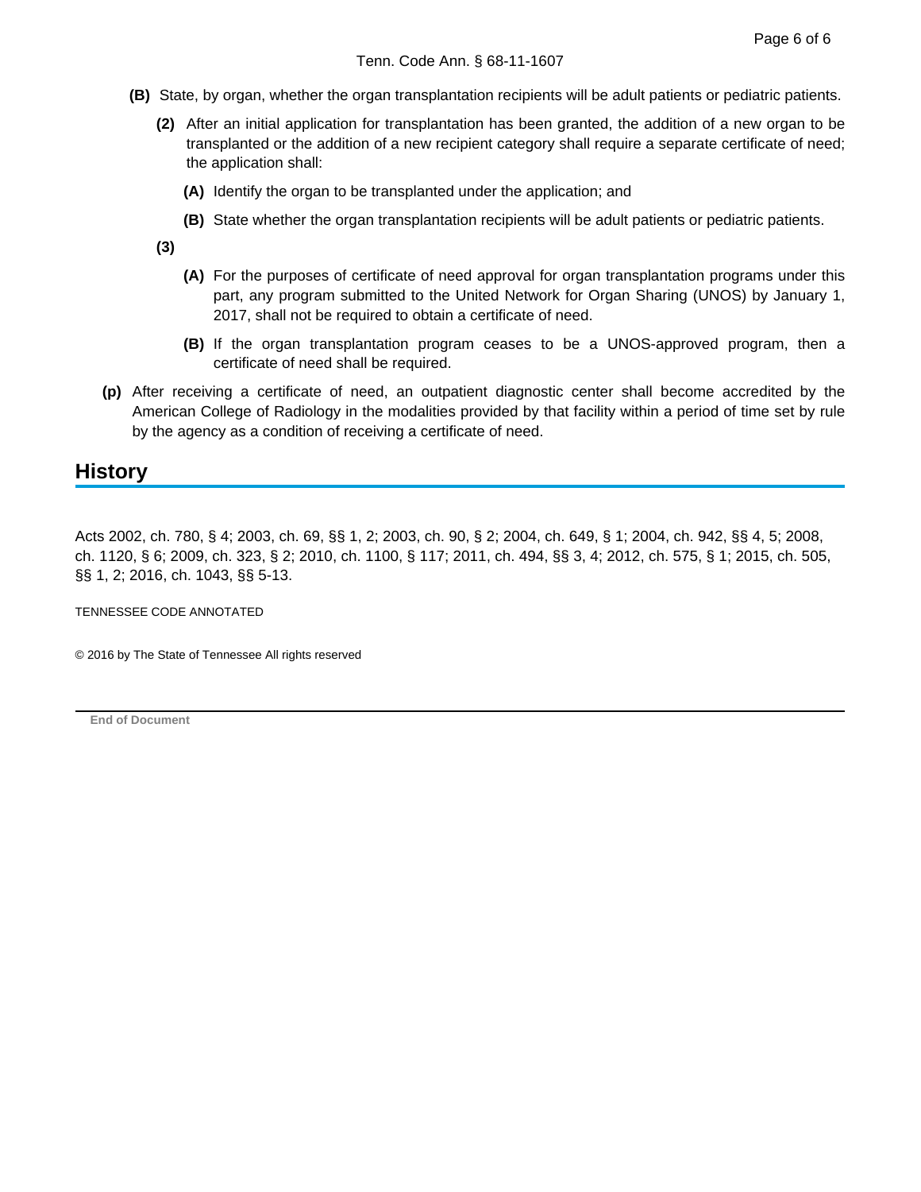**(B)** State, by organ, whether the organ transplantation recipients will be adult patients or pediatric patients.

**(2)** After an initial application for transplantation has been granted, the addition of a new organ to be transplanted or the addition of a new recipient category shall require a separate certificate of need; the application shall:

**(A)** Identify the organ to be transplanted under the application; and

**(B)** State whether the organ transplantation recipients will be adult patients or pediatric patients.

**(3)**

**(A)** For the purposes of certificate of need approval for organ transplantation programs under this part, any program submitted to the United Network for Organ Sharing (UNOS) by January 1, 2017, shall not be required to obtain a certificate of need.

**(B)** If the organ transplantation program ceases to be a UNOS-approved program, then a certificate of need shall be required.

**(p)** After receiving a certificate of need, an outpatient diagnostic center shall become accredited by the American College of Radiology in the modalities provided by that facility within a period of time set by rule by the agency as a condition of receiving a certificate of need.

## History

Acts 2002, ch. 780, § 4; 2003, ch. 69, §§ 1, 2; 2003, ch. 90, § 2; 2004, ch. 649, § 1; 2004, ch. 942, §§ 4, 5; 2008, ch. 1120, § 6; 2009, ch. 323, § 2; 2010, ch. 1100, § 117; 2011, ch. 494, §§ 3, 4; 2012, ch. 575, § 1; 2015, ch. 505, §§ 1, 2; 2016, ch. 1043, §§ 5-13.

TENNESSEE CODE ANNOTATED

© 2016 by The State of Tennessee All rights reserved

End of Document